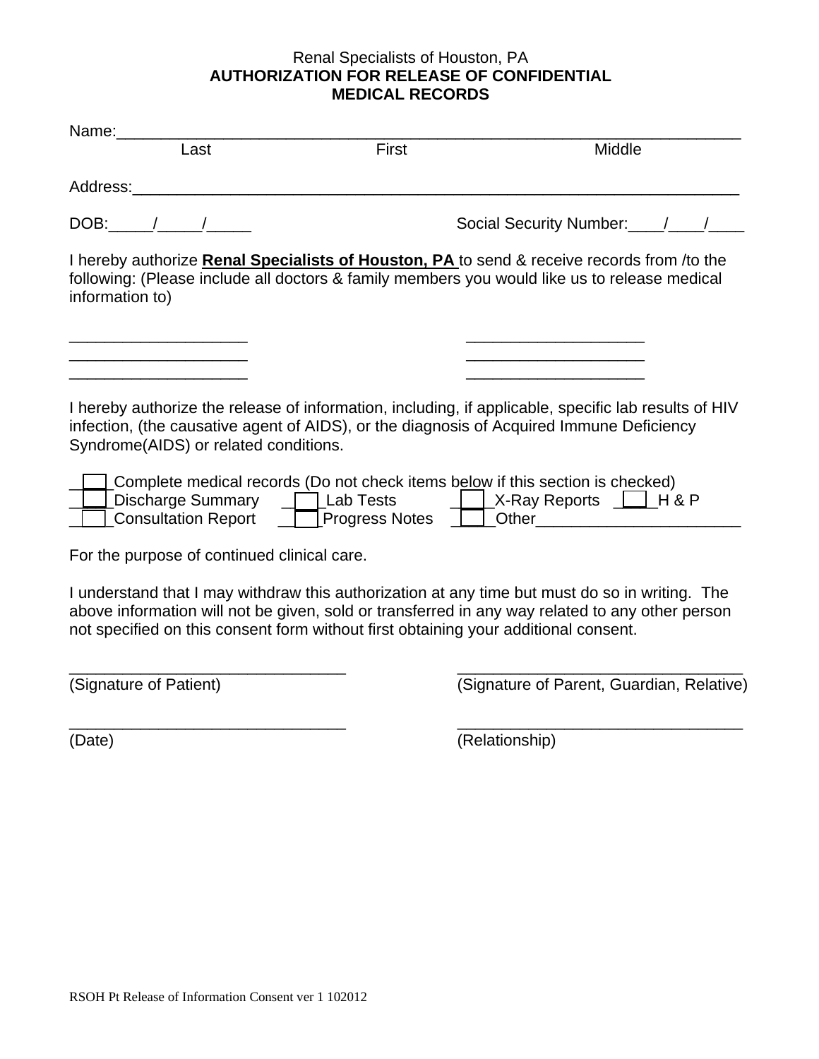Renal Specialists of Houston, PA

**AUTHORIZATION FOR RELEASE OF CONFIDENTIAL MEDICAL RECORDS**

Name:______________________________________________________________________

Last First Middle

Address:____________________________________________________________________

DOB:_____/_____/_____ Social Security Number:____/____/____

I hereby authorize **Renal Specialists of Houston, PA** to send & receive records from /to the following: (Please include all doctors & family members you would like us to release medical information to)

____________________ ____________________
____________________ ____________________
____________________ ____________________

I hereby authorize the release of information, including, if applicable, specific lab results of HIV infection, (the causative agent of AIDS), or the diagnosis of Acquired Immune Deficiency Syndrome(AIDS) or related conditions.

- [ ] Complete medical records (Do not check items below if this section is checked)
- [ ] Discharge Summary
- [ ] Lab Tests
- [ ] X-Ray Reports
- [ ] H & P
- [ ] Consultation Report
- [ ] Progress Notes
- [ ] Other_______________________

For the purpose of continued clinical care.

I understand that I may withdraw this authorization at any time but must do so in writing. The above information will not be given, sold or transferred in any way related to any other person not specified on this consent form without first obtaining your additional consent.

_______________________________ _________________________________
(Signature of Patient) (Signature of Parent, Guardian, Relative)

_______________________________ _________________________________
(Date) (Relationship)

RSOH Pt Release of Information Consent ver 1 102012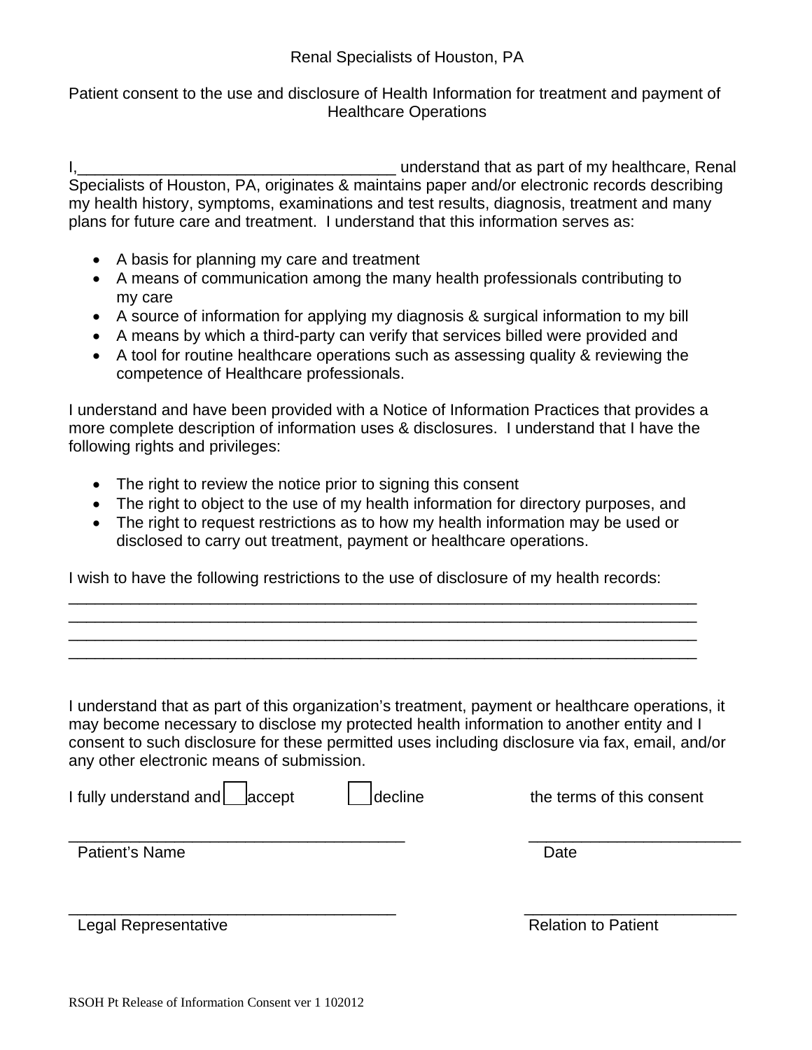Renal Specialists of Houston, PA

Patient consent to the use and disclosure of Health Information for treatment and payment of Healthcare Operations

I,___________________________________ understand that as part of my healthcare, Renal Specialists of Houston, PA, originates & maintains paper and/or electronic records describing my health history, symptoms, examinations and test results, diagnosis, treatment and many plans for future care and treatment. I understand that this information serves as:

- A basis for planning my care and treatment
- A means of communication among the many health professionals contributing to my care
- A source of information for applying my diagnosis & surgical information to my bill
- A means by which a third-party can verify that services billed were provided and
- A tool for routine healthcare operations such as assessing quality & reviewing the competence of Healthcare professionals.

I understand and have been provided with a Notice of Information Practices that provides a more complete description of information uses & disclosures. I understand that I have the following rights and privileges:

- The right to review the notice prior to signing this consent
- The right to object to the use of my health information for directory purposes, and
- The right to request restrictions as to how my health information may be used or disclosed to carry out treatment, payment or healthcare operations.

I wish to have the following restrictions to the use of disclosure of my health records:

_________________________________________________________________________
_________________________________________________________________________
_________________________________________________________________________
_________________________________________________________________________

I understand that as part of this organization's treatment, payment or healthcare operations, it may become necessary to disclose my protected health information to another entity and I consent to such disclosure for these permitted uses including disclosure via fax, email, and/or any other electronic means of submission.

I fully understand and ☐ accept ☐ decline the terms of this consent

_______________________________________ ________________________
Patient's Name Date

_______________________________________ ________________________
Legal Representative Relation to Patient

RSOH Pt Release of Information Consent ver 1 102012